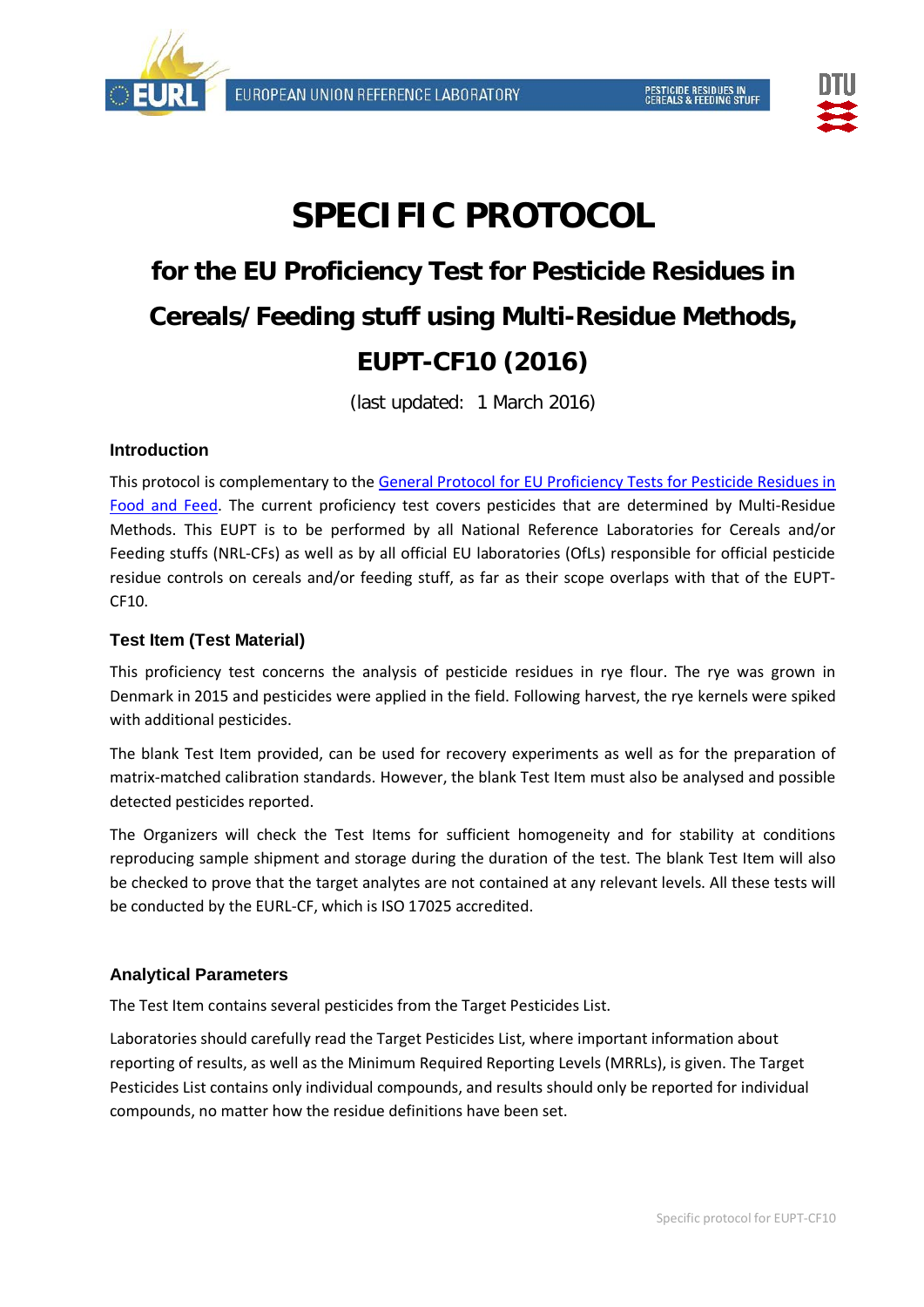# SPECIFIC PROTOCOL

## for the EU Proficiency Test for Pesticide Residues in Cereals/Feeding stuff using Multi-Residue Methods, EUPT-CF10 (2016)

(last updated: 1 March 2016)

### Introduction

This protocol is complementary to the [General Protocol for EU Proficiency Tests for Pesticide Residues in Food and Feed](). The current proficiency test covers pesticides that are determined by Multi-Residue Methods. This EUPT is to be performed by all National Reference Laboratories for Cereals and/or Feeding stuffs (NRL-CFs) as well as by all official EU laboratories (OfLs) responsible for official pesticide residue controls on cereals and/or feeding stuff, as far as their scope overlaps with that of the EUPT-CF10.

### Test Item (Test Material)

This proficiency test concerns the analysis of pesticide residues in rye flour. The rye was grown in Denmark in 2015 and pesticides were applied in the field. Following harvest, the rye kernels were spiked with additional pesticides.

The blank Test Item provided, can be used for recovery experiments as well as for the preparation of matrix-matched calibration standards. However, the blank Test Item must also be analysed and possible detected pesticides reported.

The Organizers will check the Test Items for sufficient homogeneity and for stability at conditions reproducing sample shipment and storage during the duration of the test. The blank Test Item will also be checked to prove that the target analytes are not contained at any relevant levels. All these tests will be conducted by the EURL-CF, which is ISO 17025 accredited.

### Analytical Parameters

The Test Item contains several pesticides from the Target Pesticides List.

Laboratories should carefully read the Target Pesticides List, where important information about reporting of results, as well as the Minimum Required Reporting Levels (MRRLs), is given. The Target Pesticides List contains only individual compounds, and results should only be reported for individual compounds, no matter how the residue definitions have been set.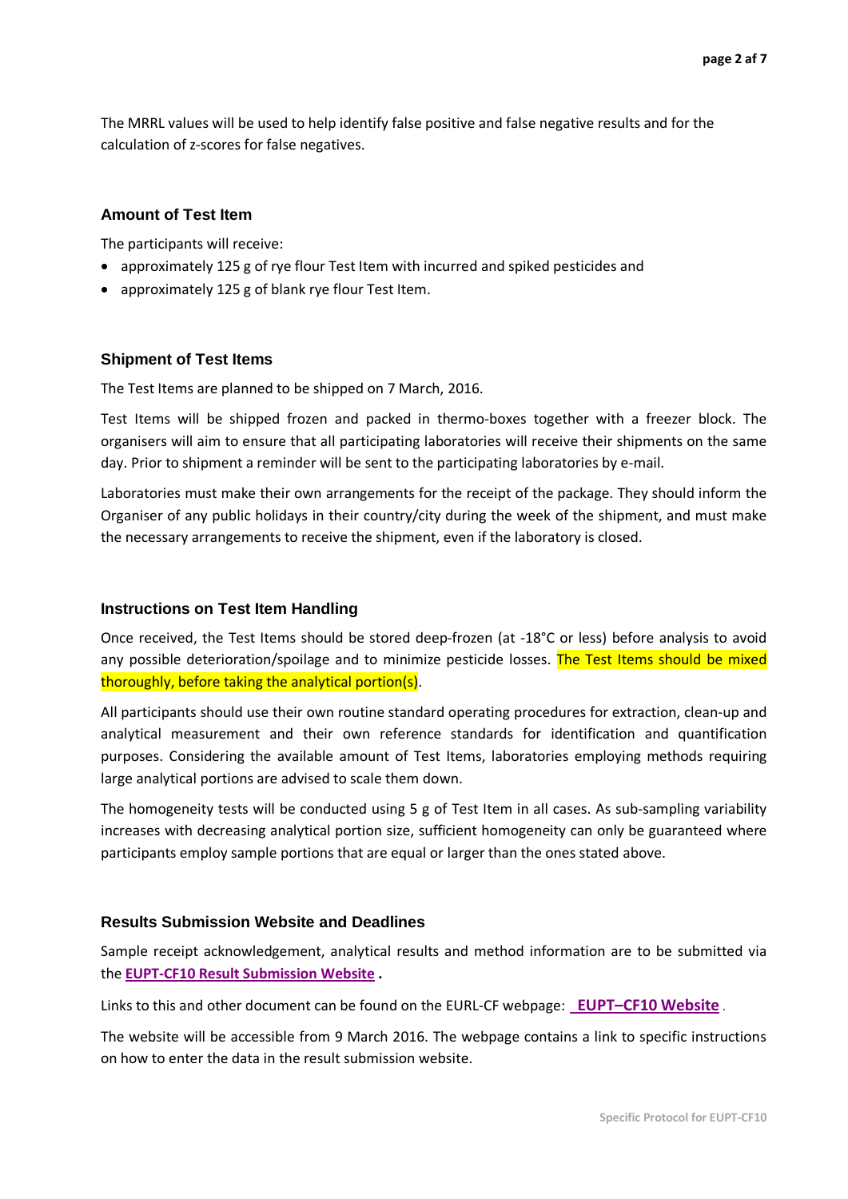The MRRL values will be used to help identify false positive and false negative results and for the calculation of z-scores for false negatives.

### Amount of Test Item

The participants will receive:

- approximately 125 g of rye flour Test Item with incurred and spiked pesticides and
- approximately 125 g of blank rye flour Test Item.

### Shipment of Test Items

The Test Items are planned to be shipped on 7 March, 2016.

Test Items will be shipped frozen and packed in thermo-boxes together with a freezer block. The organisers will aim to ensure that all participating laboratories will receive their shipments on the same day. Prior to shipment a reminder will be sent to the participating laboratories by e-mail.

Laboratories must make their own arrangements for the receipt of the package. They should inform the Organiser of any public holidays in their country/city during the week of the shipment, and must make the necessary arrangements to receive the shipment, even if the laboratory is closed.

### Instructions on Test Item Handling

Once received, the Test Items should be stored deep-frozen (at -18°C or less) before analysis to avoid any possible deterioration/spoilage and to minimize pesticide losses. The Test Items should be mixed thoroughly, before taking the analytical portion(s).

All participants should use their own routine standard operating procedures for extraction, clean-up and analytical measurement and their own reference standards for identification and quantification purposes. Considering the available amount of Test Items, laboratories employing methods requiring large analytical portions are advised to scale them down.

The homogeneity tests will be conducted using 5 g of Test Item in all cases. As sub-sampling variability increases with decreasing analytical portion size, sufficient homogeneity can only be guaranteed where participants employ sample portions that are equal or larger than the ones stated above.

### Results Submission Website and Deadlines

Sample receipt acknowledgement, analytical results and method information are to be submitted via the **EUPT-CF10 Result Submission Website** .

Links to this and other document can be found on the EURL-CF webpage: **EUPT–CF10 Website** .

The website will be accessible from 9 March 2016. The webpage contains a link to specific instructions on how to enter the data in the result submission website.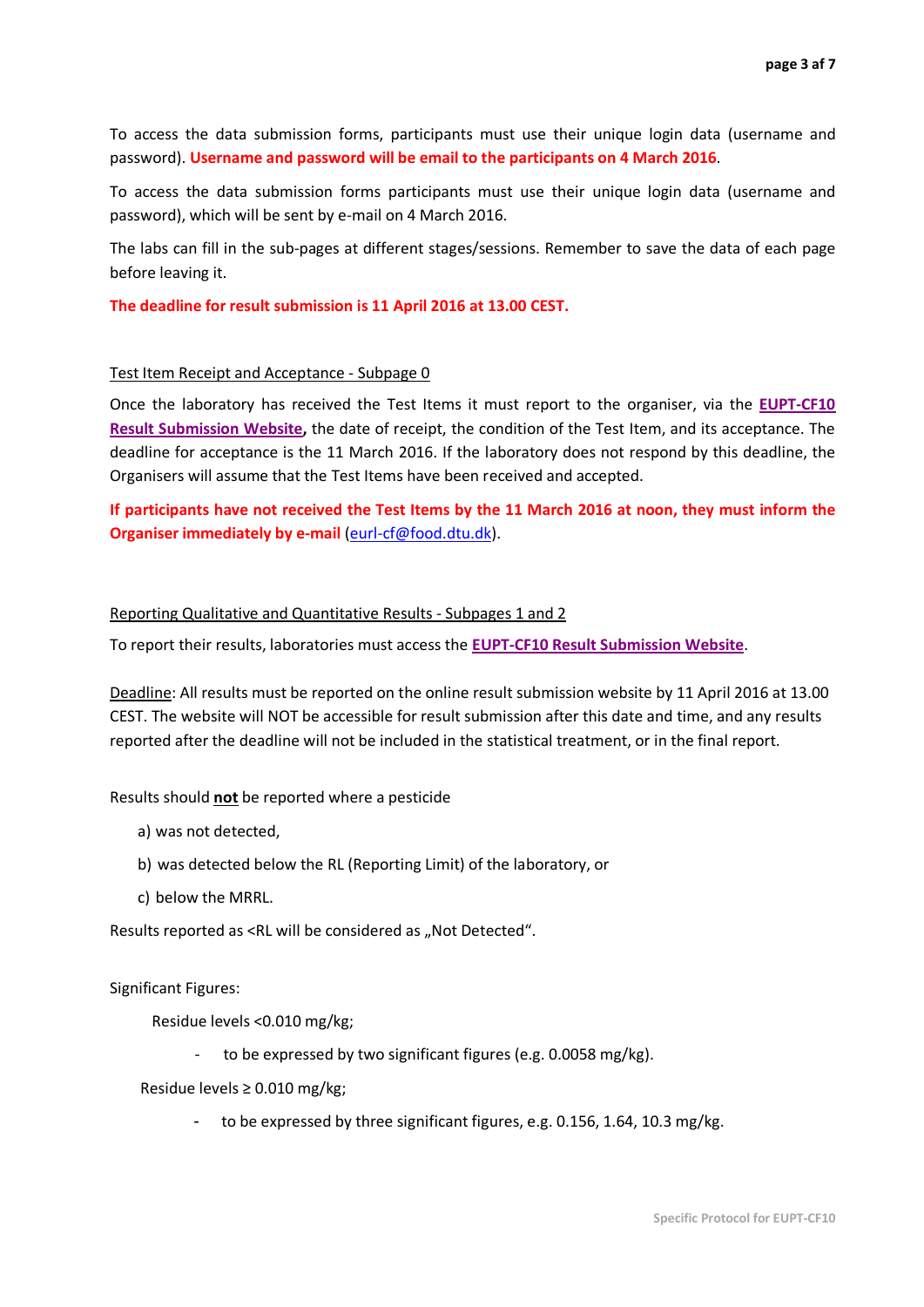To access the data submission forms, participants must use their unique login data (username and password). **Username and password will be email to the participants on 4 March 2016**.

To access the data submission forms participants must use their unique login data (username and password), which will be sent by e-mail on 4 March 2016.

The labs can fill in the sub-pages at different stages/sessions. Remember to save the data of each page before leaving it.

**The deadline for result submission is 11 April 2016 at 13.00 CEST.**

Test Item Receipt and Acceptance - Subpage 0

Once the laboratory has received the Test Items it must report to the organiser, via the **EUPT-CF10 Result Submission Website,** the date of receipt, the condition of the Test Item, and its acceptance. The deadline for acceptance is the 11 March 2016. If the laboratory does not respond by this deadline, the Organisers will assume that the Test Items have been received and accepted.

**If participants have not received the Test Items by the 11 March 2016 at noon, they must inform the Organiser immediately by e-mail** (eurl-cf@food.dtu.dk).

Reporting Qualitative and Quantitative Results - Subpages 1 and 2

To report their results, laboratories must access the **EUPT-CF10 Result Submission Website**.

Deadline: All results must be reported on the online result submission website by 11 April 2016 at 13.00 CEST. The website will NOT be accessible for result submission after this date and time, and any results reported after the deadline will not be included in the statistical treatment, or in the final report.

Results should **not** be reported where a pesticide

a) was not detected,

b) was detected below the RL (Reporting Limit) of the laboratory, or

c) below the MRRL.

Results reported as <RL will be considered as „Not Detected".

Significant Figures:

Residue levels <0.010 mg/kg;

- to be expressed by two significant figures (e.g. 0.0058 mg/kg).

Residue levels ≥ 0.010 mg/kg;

- to be expressed by three significant figures, e.g. 0.156, 1.64, 10.3 mg/kg.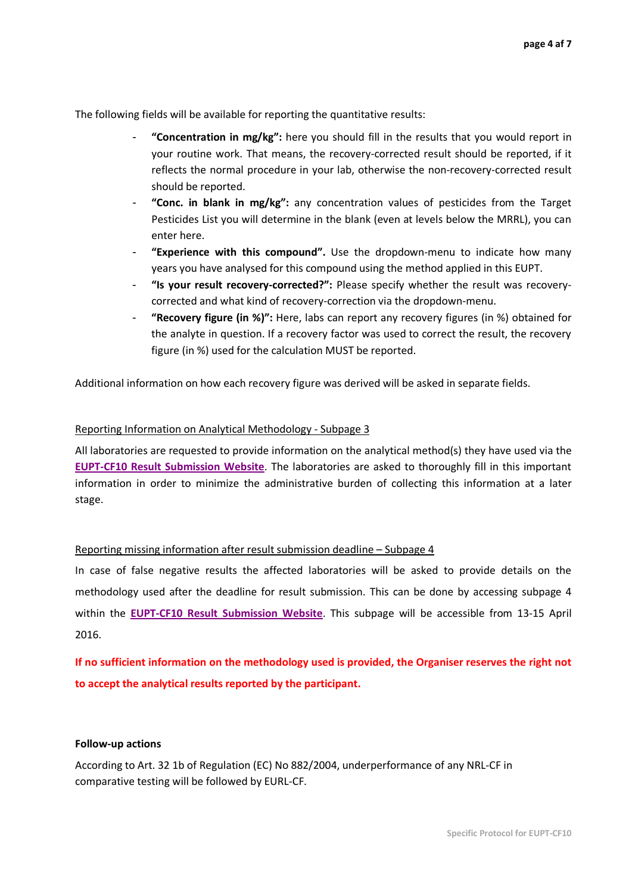The following fields will be available for reporting the quantitative results:

- **"Concentration in mg/kg":** here you should fill in the results that you would report in your routine work. That means, the recovery-corrected result should be reported, if it reflects the normal procedure in your lab, otherwise the non-recovery-corrected result should be reported.
- **"Conc. in blank in mg/kg":** any concentration values of pesticides from the Target Pesticides List you will determine in the blank (even at levels below the MRRL), you can enter here.
- **"Experience with this compound".** Use the dropdown-menu to indicate how many years you have analysed for this compound using the method applied in this EUPT.
- **"Is your result recovery-corrected?":** Please specify whether the result was recovery-corrected and what kind of recovery-correction via the dropdown-menu.
- **"Recovery figure (in %)":** Here, labs can report any recovery figures (in %) obtained for the analyte in question. If a recovery factor was used to correct the result, the recovery figure (in %) used for the calculation MUST be reported.

Additional information on how each recovery figure was derived will be asked in separate fields.

Reporting Information on Analytical Methodology - Subpage 3

All laboratories are requested to provide information on the analytical method(s) they have used via the **EUPT-CF10 Result Submission Website**. The laboratories are asked to thoroughly fill in this important information in order to minimize the administrative burden of collecting this information at a later stage.

Reporting missing information after result submission deadline – Subpage 4

In case of false negative results the affected laboratories will be asked to provide details on the methodology used after the deadline for result submission. This can be done by accessing subpage 4 within the **EUPT-CF10 Result Submission Website**. This subpage will be accessible from 13-15 April 2016.

**If no sufficient information on the methodology used is provided, the Organiser reserves the right not to accept the analytical results reported by the participant.**

**Follow-up actions**

According to Art. 32 1b of Regulation (EC) No 882/2004, underperformance of any NRL-CF in comparative testing will be followed by EURL-CF.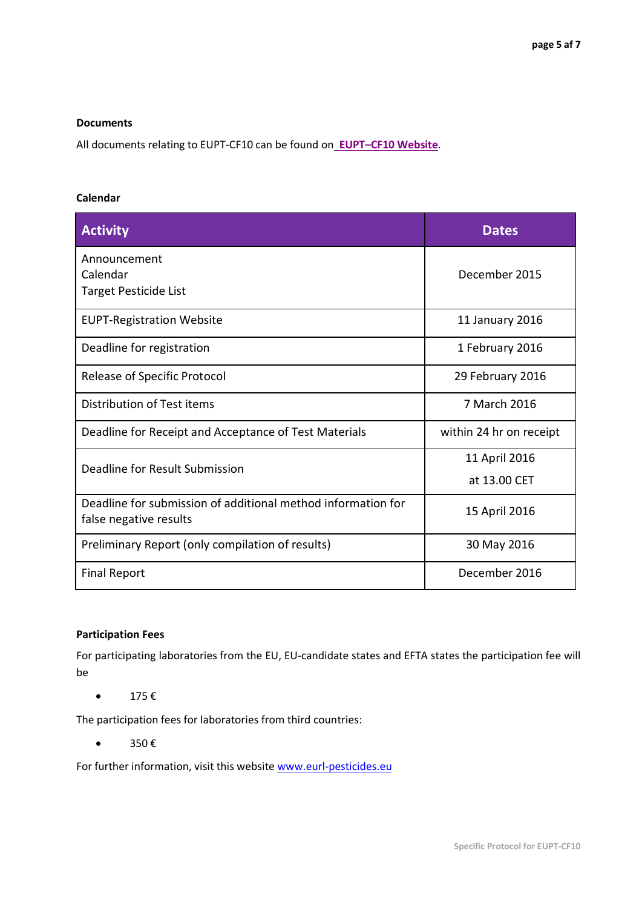**Documents**

All documents relating to EUPT-CF10 can be found on **EUPT–CF10 Website**.

**Calendar**

| Activity | Dates |
|---|---|
| Announcement<br>Calendar<br>Target Pesticide List | December 2015 |
| EUPT-Registration Website | 11 January 2016 |
| Deadline for registration | 1 February 2016 |
| Release of Specific Protocol | 29 February 2016 |
| Distribution of Test items | 7 March 2016 |
| Deadline for Receipt and Acceptance of Test Materials | within 24 hr on receipt |
| Deadline for Result Submission | 11 April 2016<br>at 13.00 CET |
| Deadline for submission of additional method information for false negative results | 15 April 2016 |
| Preliminary Report (only compilation of results) | 30 May 2016 |
| Final Report | December 2016 |

**Participation Fees**

For participating laboratories from the EU, EU-candidate states and EFTA states the participation fee will be

- 175 €

The participation fees for laboratories from third countries:

- 350 €

For further information, visit this website www.eurl-pesticides.eu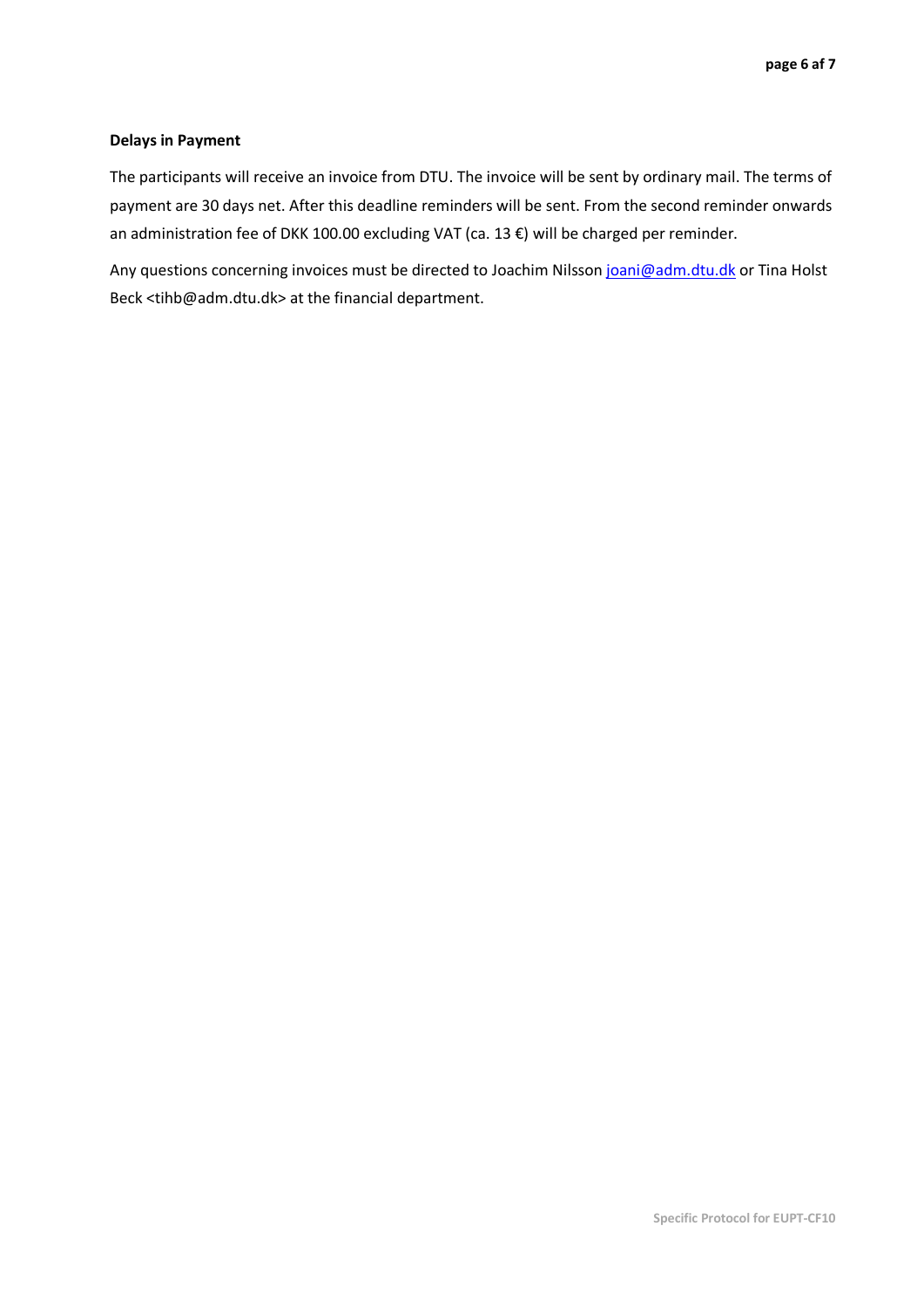**Delays in Payment**

The participants will receive an invoice from DTU. The invoice will be sent by ordinary mail. The terms of payment are 30 days net. After this deadline reminders will be sent. From the second reminder onwards an administration fee of DKK 100.00 excluding VAT (ca. 13 €) will be charged per reminder.

Any questions concerning invoices must be directed to Joachim Nilsson joani@adm.dtu.dk or Tina Holst Beck <tihb@adm.dtu.dk> at the financial department.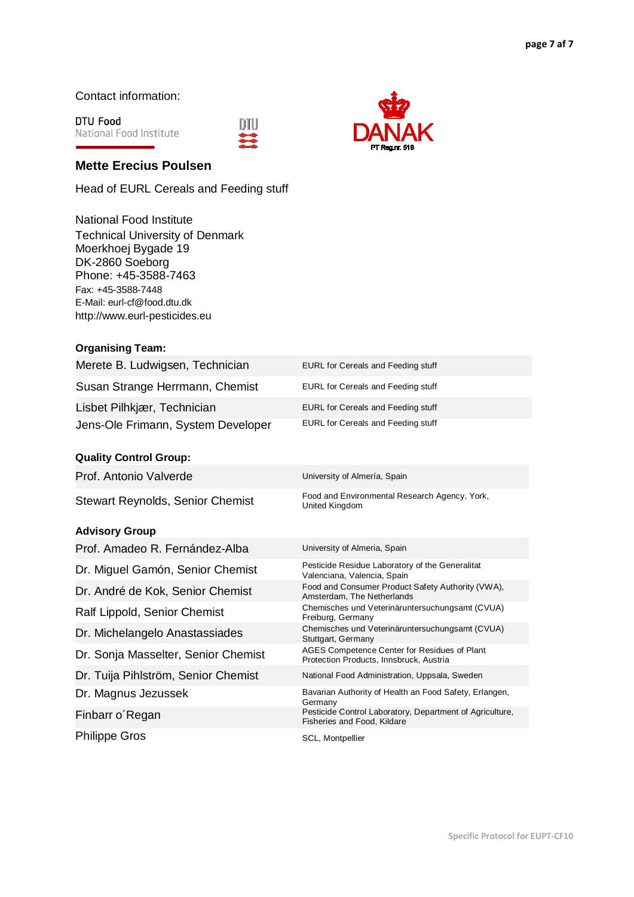Contact information:

DTU Food
National Food Institute

DANAK
PT Reg.nr. 516

**Mette Erecius Poulsen**

Head of EURL Cereals and Feeding stuff

National Food Institute
Technical University of Denmark
Moerkhoej Bygade 19
DK-2860 Soeborg
Phone: +45-3588-7463
Fax: +45-3588-7448
E-Mail: eurl-cf@food.dtu.dk
http://www.eurl-pesticides.eu

**Organising Team:**

| | |
|---|---|
| Merete B. Ludwigsen, Technician | EURL for Cereals and Feeding stuff |
| Susan Strange Herrmann, Chemist | EURL for Cereals and Feeding stuff |
| Lisbet Pilhkjær, Technician | EURL for Cereals and Feeding stuff |
| Jens-Ole Frimann, System Developer | EURL for Cereals and Feeding stuff |

**Quality Control Group:**

| | |
|---|---|
| Prof. Antonio Valverde | University of Almería, Spain |
| Stewart Reynolds, Senior Chemist | Food and Environmental Research Agency, York, United Kingdom |

**Advisory Group**

| | |
|---|---|
| Prof. Amadeo R. Fernández-Alba | University of Almeria, Spain |
| Dr. Miguel Gamón, Senior Chemist | Pesticide Residue Laboratory of the Generalitat Valenciana, Valencia, Spain |
| Dr. André de Kok, Senior Chemist | Food and Consumer Product Safety Authority (VWA), Amsterdam, The Netherlands |
| Ralf Lippold, Senior Chemist | Chemisches und Veterinäruntersuchungsamt (CVUA) Freiburg, Germany |
| Dr. Michelangelo Anastassiades | Chemisches und Veterinäruntersuchungsamt (CVUA) Stuttgart, Germany |
| Dr. Sonja Masselter, Senior Chemist | AGES Competence Center for Residues of Plant Protection Products, Innsbruck, Austria |
| Dr. Tuija Pihlström, Senior Chemist | National Food Administration, Uppsala, Sweden |
| Dr. Magnus Jezussek | Bavarian Authority of Health an Food Safety, Erlangen, Germany |
| Finbarr o´Regan | Pesticide Control Laboratory, Department of Agriculture, Fisheries and Food, Kildare |
| Philippe Gros | SCL, Montpellier |